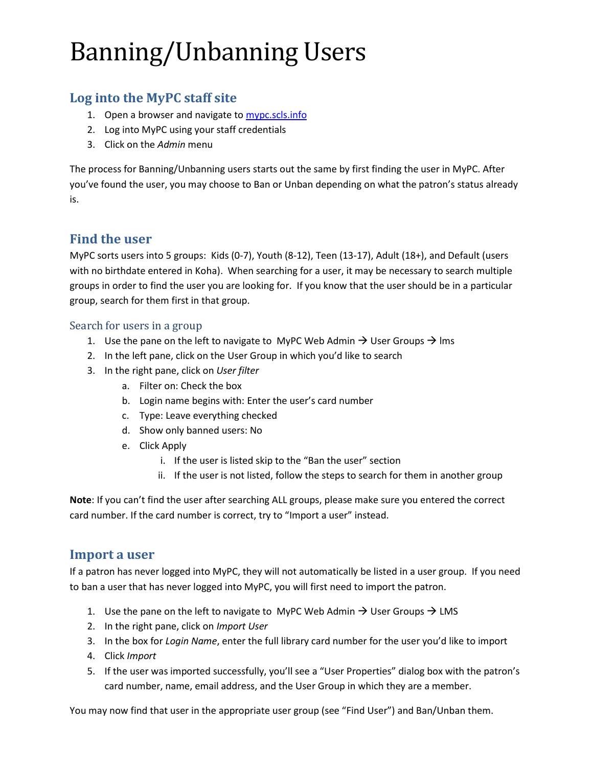# Banning/Unbanning Users

## Log into the MyPC staff site

1. Open a browser and navigate to [mypc.scls.info](mypc.scls.info)
2. Log into MyPC using your staff credentials
3. Click on the *Admin* menu

The process for Banning/Unbanning users starts out the same by first finding the user in MyPC. After you've found the user, you may choose to Ban or Unban depending on what the patron's status already is.

## Find the user

MyPC sorts users into 5 groups: Kids (0-7), Youth (8-12), Teen (13-17), Adult (18+), and Default (users with no birthdate entered in Koha). When searching for a user, it may be necessary to search multiple groups in order to find the user you are looking for. If you know that the user should be in a particular group, search for them first in that group.

### Search for users in a group

1. Use the pane on the left to navigate to MyPC Web Admin → User Groups → lms
2. In the left pane, click on the User Group in which you'd like to search
3. In the right pane, click on *User filter*
   a. Filter on: Check the box
   b. Login name begins with: Enter the user's card number
   c. Type: Leave everything checked
   d. Show only banned users: No
   e. Click Apply
      i. If the user is listed skip to the "Ban the user" section
      ii. If the user is not listed, follow the steps to search for them in another group

**Note**: If you can't find the user after searching ALL groups, please make sure you entered the correct card number. If the card number is correct, try to "Import a user" instead.

## Import a user

If a patron has never logged into MyPC, they will not automatically be listed in a user group. If you need to ban a user that has never logged into MyPC, you will first need to import the patron.

1. Use the pane on the left to navigate to MyPC Web Admin → User Groups → LMS
2. In the right pane, click on *Import User*
3. In the box for *Login Name*, enter the full library card number for the user you'd like to import
4. Click *Import*
5. If the user was imported successfully, you'll see a "User Properties" dialog box with the patron's card number, name, email address, and the User Group in which they are a member.

You may now find that user in the appropriate user group (see "Find User") and Ban/Unban them.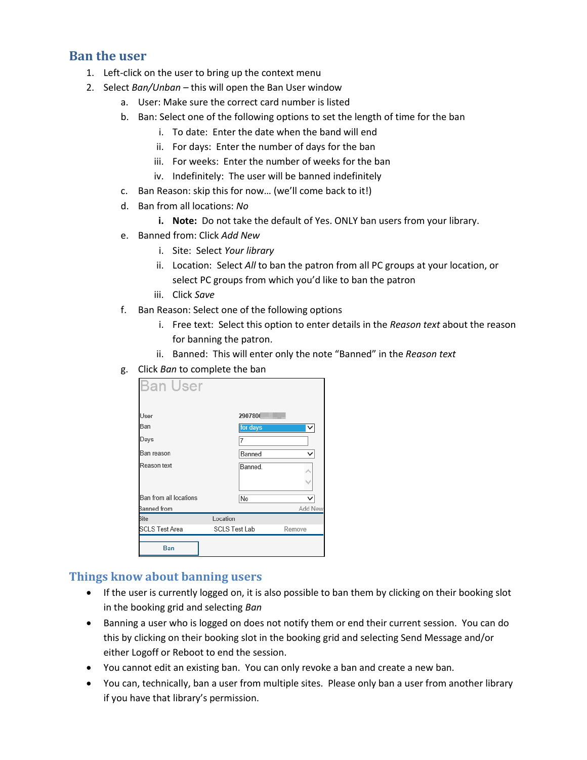## Ban the user

1. Left-click on the user to bring up the context menu
2. Select *Ban/Unban* – this will open the Ban User window
    a. User: Make sure the correct card number is listed
    b. Ban: Select one of the following options to set the length of time for the ban
        i. To date: Enter the date when the band will end
        ii. For days: Enter the number of days for the ban
        iii. For weeks: Enter the number of weeks for the ban
        iv. Indefinitely: The user will be banned indefinitely
    c. Ban Reason: skip this for now… (we'll come back to it!)
    d. Ban from all locations: *No*
        **i. Note:** Do not take the default of Yes. ONLY ban users from your library.
    e. Banned from: Click *Add New*
        i. Site: Select *Your library*
        ii. Location: Select *All* to ban the patron from all PC groups at your location, or select PC groups from which you'd like to ban the patron
        iii. Click *Save*
    f. Ban Reason: Select one of the following options
        i. Free text: Select this option to enter details in the *Reason text* about the reason for banning the patron.
        ii. Banned: This will enter only the note "Banned" in the *Reason text*
    g. Click *Ban* to complete the ban

## Things know about banning users

- If the user is currently logged on, it is also possible to ban them by clicking on their booking slot in the booking grid and selecting *Ban*
- Banning a user who is logged on does not notify them or end their current session. You can do this by clicking on their booking slot in the booking grid and selecting Send Message and/or either Logoff or Reboot to end the session.
- You cannot edit an existing ban. You can only revoke a ban and create a new ban.
- You can, technically, ban a user from multiple sites. Please only ban a user from another library if you have that library's permission.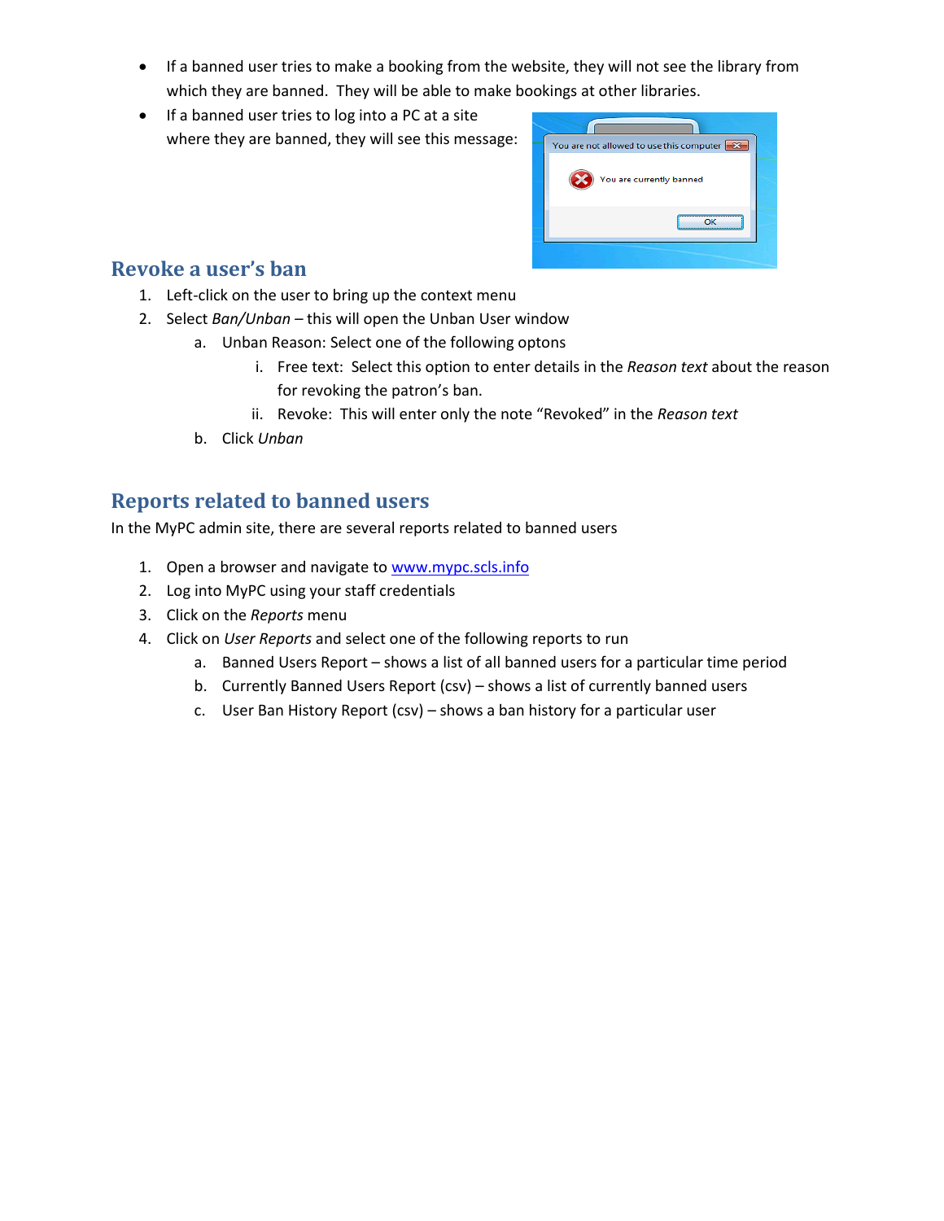- If a banned user tries to make a booking from the website, they will not see the library from which they are banned. They will be able to make bookings at other libraries.
- If a banned user tries to log into a PC at a site where they are banned, they will see this message:

## Revoke a user's ban

1. Left-click on the user to bring up the context menu
2. Select *Ban/Unban* – this will open the Unban User window
    a. Unban Reason: Select one of the following optons
        i. Free text: Select this option to enter details in the *Reason text* about the reason for revoking the patron's ban.
        ii. Revoke: This will enter only the note "Revoked" in the *Reason text*
    b. Click *Unban*

## Reports related to banned users

In the MyPC admin site, there are several reports related to banned users

1. Open a browser and navigate to [www.mypc.scls.info](http://www.mypc.scls.info)
2. Log into MyPC using your staff credentials
3. Click on the *Reports* menu
4. Click on *User Reports* and select one of the following reports to run
    a. Banned Users Report – shows a list of all banned users for a particular time period
    b. Currently Banned Users Report (csv) – shows a list of currently banned users
    c. User Ban History Report (csv) – shows a ban history for a particular user